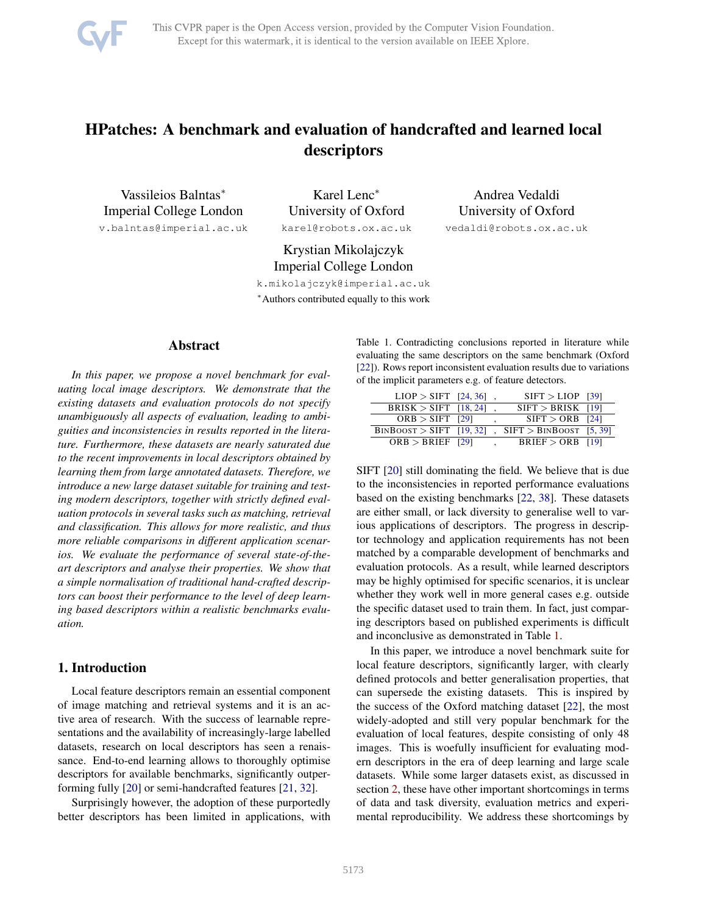# HPatches: A benchmark and evaluation of handcrafted and learned local descriptors

Vassileios Balntas*
Imperial College London
v.balntas@imperial.ac.uk

Karel Lenc*
University of Oxford
karel@robots.ox.ac.uk

Andrea Vedaldi
University of Oxford
vedaldi@robots.ox.ac.uk

Krystian Mikolajczyk
Imperial College London
k.mikolajczyk@imperial.ac.uk

*Authors contributed equally to this work

## Abstract

*In this paper, we propose a novel benchmark for evaluating local image descriptors. We demonstrate that the existing datasets and evaluation protocols do not specify unambiguously all aspects of evaluation, leading to ambiguities and inconsistencies in results reported in the literature. Furthermore, these datasets are nearly saturated due to the recent improvements in local descriptors obtained by learning them from large annotated datasets. Therefore, we introduce a new large dataset suitable for training and testing modern descriptors, together with strictly defined evaluation protocols in several tasks such as matching, retrieval and classification. This allows for more realistic, and thus more reliable comparisons in different application scenarios. We evaluate the performance of several state-of-the-art descriptors and analyse their properties. We show that a simple normalisation of traditional hand-crafted descriptors can boost their performance to the level of deep learning based descriptors within a realistic benchmarks evaluation.*

## 1. Introduction

Local feature descriptors remain an essential component of image matching and retrieval systems and it is an active area of research. With the success of learnable representations and the availability of increasingly-large labelled datasets, research on local descriptors has seen a renaissance. End-to-end learning allows to thoroughly optimise descriptors for available benchmarks, significantly outperforming fully [20] or semi-handcrafted features [21, 32].

Surprisingly however, the adoption of these purportedly better descriptors has been limited in applications, with SIFT [20] still dominating the field. We believe that is due to the inconsistencies in reported performance evaluations based on the existing benchmarks [22, 38]. These datasets are either small, or lack diversity to generalise well to various applications of descriptors. The progress in descriptor technology and application requirements has not been matched by a comparable development of benchmarks and evaluation protocols. As a result, while learned descriptors may be highly optimised for specific scenarios, it is unclear whether they work well in more general cases e.g. outside the specific dataset used to train them. In fact, just comparing descriptors based on published experiments is difficult and inconclusive as demonstrated in Table 1.

Table 1. Contradicting conclusions reported in literature while evaluating the same descriptors on the same benchmark (Oxford [22]). Rows report inconsistent evaluation results due to variations of the implicit parameters e.g. of feature detectors.

| | | | | |
|---|---|---|---|---|
| LIOP > SIFT | [24, 36] | , | SIFT > LIOP | [39] |
| BRISK > SIFT | [18, 24] | , | SIFT > BRISK | [19] |
| ORB > SIFT | [29] | , | SIFT > ORB | [24] |
| BinBoost > SIFT | [19, 32] | , | SIFT > BinBoost | [5, 39] |
| ORB > BRIEF | [29] | , | BRIEF > ORB | [19] |

In this paper, we introduce a novel benchmark suite for local feature descriptors, significantly larger, with clearly defined protocols and better generalisation properties, that can supersede the existing datasets. This is inspired by the success of the Oxford matching dataset [22], the most widely-adopted and still very popular benchmark for the evaluation of local features, despite consisting of only 48 images. This is woefully insufficient for evaluating modern descriptors in the era of deep learning and large scale datasets. While some larger datasets exist, as discussed in section 2, these have other important shortcomings in terms of data and task diversity, evaluation metrics and experimental reproducibility. We address these shortcomings by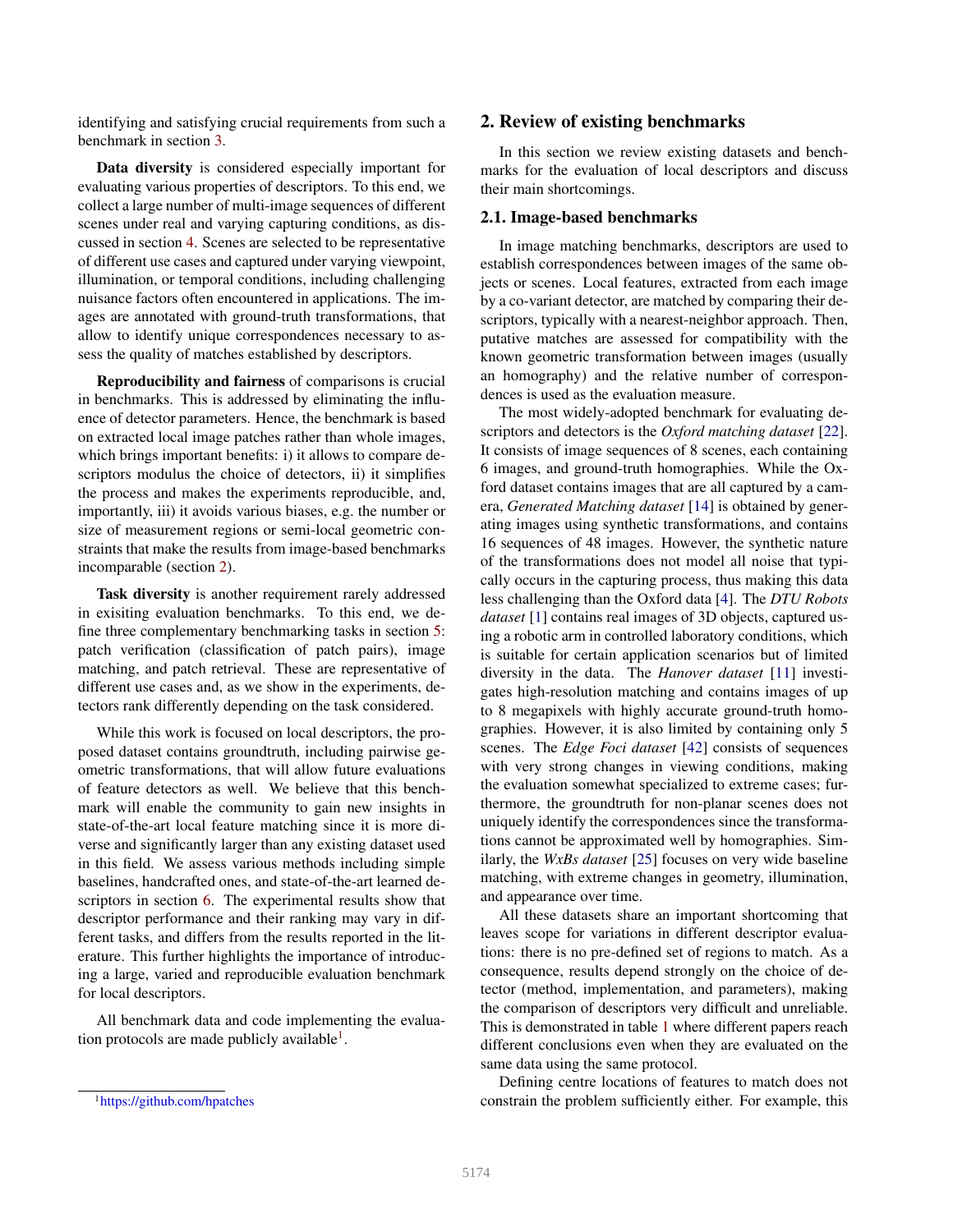identifying and satisfying crucial requirements from such a benchmark in section 3.

**Data diversity** is considered especially important for evaluating various properties of descriptors. To this end, we collect a large number of multi-image sequences of different scenes under real and varying capturing conditions, as discussed in section 4. Scenes are selected to be representative of different use cases and captured under varying viewpoint, illumination, or temporal conditions, including challenging nuisance factors often encountered in applications. The images are annotated with ground-truth transformations, that allow to identify unique correspondences necessary to assess the quality of matches established by descriptors.

**Reproducibility and fairness** of comparisons is crucial in benchmarks. This is addressed by eliminating the influence of detector parameters. Hence, the benchmark is based on extracted local image patches rather than whole images, which brings important benefits: i) it allows to compare descriptors modulus the choice of detectors, ii) it simplifies the process and makes the experiments reproducible, and, importantly, iii) it avoids various biases, e.g. the number or size of measurement regions or semi-local geometric constraints that make the results from image-based benchmarks incomparable (section 2).

**Task diversity** is another requirement rarely addressed in exisiting evaluation benchmarks. To this end, we define three complementary benchmarking tasks in section 5: patch verification (classification of patch pairs), image matching, and patch retrieval. These are representative of different use cases and, as we show in the experiments, detectors rank differently depending on the task considered.

While this work is focused on local descriptors, the proposed dataset contains groundtruth, including pairwise geometric transformations, that will allow future evaluations of feature detectors as well. We believe that this benchmark will enable the community to gain new insights in state-of-the-art local feature matching since it is more diverse and significantly larger than any existing dataset used in this field. We assess various methods including simple baselines, handcrafted ones, and state-of-the-art learned descriptors in section 6. The experimental results show that descriptor performance and their ranking may vary in different tasks, and differs from the results reported in the literature. This further highlights the importance of introducing a large, varied and reproducible evaluation benchmark for local descriptors.

All benchmark data and code implementing the evaluation protocols are made publicly available[1].

[1] https://github.com/hpatches

## 2. Review of existing benchmarks

In this section we review existing datasets and benchmarks for the evaluation of local descriptors and discuss their main shortcomings.

### 2.1. Image-based benchmarks

In image matching benchmarks, descriptors are used to establish correspondences between images of the same objects or scenes. Local features, extracted from each image by a co-variant detector, are matched by comparing their descriptors, typically with a nearest-neighbor approach. Then, putative matches are assessed for compatibility with the known geometric transformation between images (usually an homography) and the relative number of correspondences is used as the evaluation measure.

The most widely-adopted benchmark for evaluating descriptors and detectors is the *Oxford matching dataset* [22]. It consists of image sequences of 8 scenes, each containing 6 images, and ground-truth homographies. While the Oxford dataset contains images that are all captured by a camera, *Generated Matching dataset* [14] is obtained by generating images using synthetic transformations, and contains 16 sequences of 48 images. However, the synthetic nature of the transformations does not model all noise that typically occurs in the capturing process, thus making this data less challenging than the Oxford data [4]. The *DTU Robots dataset* [1] contains real images of 3D objects, captured using a robotic arm in controlled laboratory conditions, which is suitable for certain application scenarios but of limited diversity in the data. The *Hanover dataset* [11] investigates high-resolution matching and contains images of up to 8 megapixels with highly accurate ground-truth homographies. However, it is also limited by containing only 5 scenes. The *Edge Foci dataset* [42] consists of sequences with very strong changes in viewing conditions, making the evaluation somewhat specialized to extreme cases; furthermore, the groundtruth for non-planar scenes does not uniquely identify the correspondences since the transformations cannot be approximated well by homographies. Similarly, the *WxBs dataset* [25] focuses on very wide baseline matching, with extreme changes in geometry, illumination, and appearance over time.

All these datasets share an important shortcoming that leaves scope for variations in different descriptor evaluations: there is no pre-defined set of regions to match. As a consequence, results depend strongly on the choice of detector (method, implementation, and parameters), making the comparison of descriptors very difficult and unreliable. This is demonstrated in table 1 where different papers reach different conclusions even when they are evaluated on the same data using the same protocol.

Defining centre locations of features to match does not constrain the problem sufficiently either. For example, this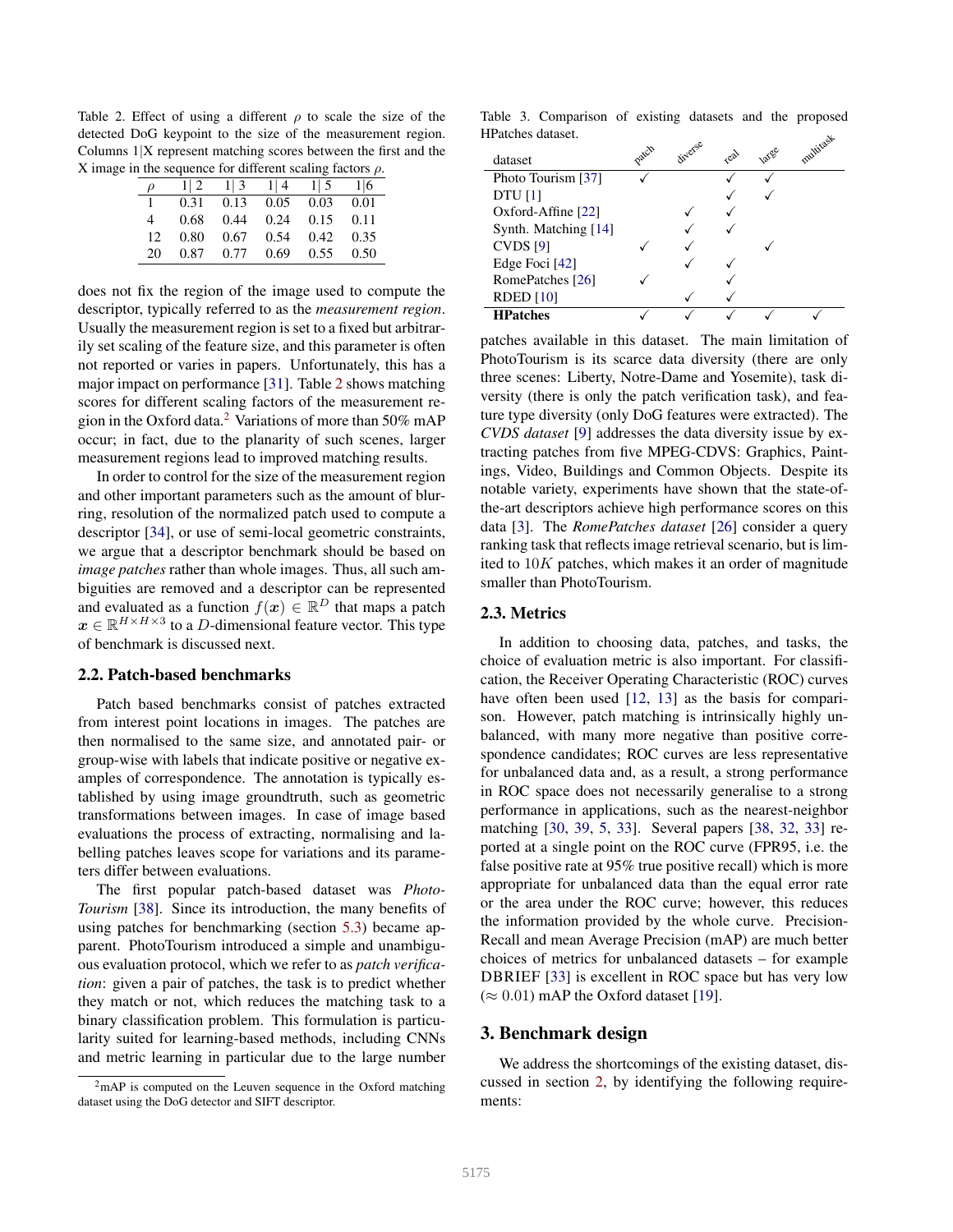Table 2. Effect of using a different $\rho$ to scale the size of the detected DoG keypoint to the size of the measurement region. Columns 1|X represent matching scores between the first and the X image in the sequence for different scaling factors $\rho$.

| $\rho$ | 1\|2 | 1\|3 | 1\|4 | 1\|5 | 1\|6 |
|---|---|---|---|---|---|
| 1 | 0.31 | 0.13 | 0.05 | 0.03 | 0.01 |
| 4 | 0.68 | 0.44 | 0.24 | 0.15 | 0.11 |
| 12 | 0.80 | 0.67 | 0.54 | 0.42 | 0.35 |
| 20 | 0.87 | 0.77 | 0.69 | 0.55 | 0.50 |

does not fix the region of the image used to compute the descriptor, typically referred to as the *measurement region*. Usually the measurement region is set to a fixed but arbitrarily set scaling of the feature size, and this parameter is often not reported or varies in papers. Unfortunately, this has a major impact on performance [31]. Table 2 shows matching scores for different scaling factors of the measurement region in the Oxford data.[2] Variations of more than 50% mAP occur; in fact, due to the planarity of such scenes, larger measurement regions lead to improved matching results.

In order to control for the size of the measurement region and other important parameters such as the amount of blurring, resolution of the normalized patch used to compute a descriptor [34], or use of semi-local geometric constraints, we argue that a descriptor benchmark should be based on *image patches* rather than whole images. Thus, all such ambiguities are removed and a descriptor can be represented and evaluated as a function $f(\boldsymbol{x}) \in \mathbb{R}^D$ that maps a patch $\boldsymbol{x} \in \mathbb{R}^{H \times H \times 3}$ to a $D$-dimensional feature vector. This type of benchmark is discussed next.

### 2.2. Patch-based benchmarks

Patch based benchmarks consist of patches extracted from interest point locations in images. The patches are then normalised to the same size, and annotated pair- or group-wise with labels that indicate positive or negative examples of correspondence. The annotation is typically established by using image groundtruth, such as geometric transformations between images. In case of image based evaluations the process of extracting, normalising and labelling patches leaves scope for variations and its parameters differ between evaluations.

The first popular patch-based dataset was *PhotoTourism* [38]. Since its introduction, the many benefits of using patches for benchmarking (section 5.3) became apparent. PhotoTourism introduced a simple and unambiguous evaluation protocol, which we refer to as *patch verification*: given a pair of patches, the task is to predict whether they match or not, which reduces the matching task to a binary classification problem. This formulation is particularly suited for learning-based methods, including CNNs and metric learning in particular due to the large number of patches available in this dataset. The main limitation of PhotoTourism is its scarce data diversity (there are only three scenes: Liberty, Notre-Dame and Yosemite), task diversity (there is only the patch verification task), and feature type diversity (only DoG features were extracted). The *CVDS dataset* [9] addresses the data diversity issue by extracting patches from five MPEG-CDVS: Graphics, Paintings, Video, Buildings and Common Objects. Despite its notable variety, experiments have shown that the state-of-the-art descriptors achieve high performance scores on this data [3]. The *RomePatches dataset* [26] consider a query ranking task that reflects image retrieval scenario, but is limited to $10K$ patches, which makes it an order of magnitude smaller than PhotoTourism.

[2] mAP is computed on the Leuven sequence in the Oxford matching dataset using the DoG detector and SIFT descriptor.

Table 3. Comparison of existing datasets and the proposed HPatches dataset.

| dataset | patch | diverse | real | large | multitask |
|---|---|---|---|---|---|
| Photo Tourism [37] | ✓ | | ✓ | ✓ | |
| DTU [1] | | | ✓ | ✓ | |
| Oxford-Affine [22] | | ✓ | ✓ | | |
| Synth. Matching [14] | | ✓ | ✓ | | |
| CVDS [9] | ✓ | ✓ | | ✓ | |
| Edge Foci [42] | | ✓ | ✓ | | |
| RomePatches [26] | ✓ | | ✓ | | |
| RDED [10] | | ✓ | ✓ | | |
| **HPatches** | ✓ | ✓ | ✓ | ✓ | ✓ |

### 2.3. Metrics

In addition to choosing data, patches, and tasks, the choice of evaluation metric is also important. For classification, the Receiver Operating Characteristic (ROC) curves have often been used [12, 13] as the basis for comparison. However, patch matching is intrinsically highly unbalanced, with many more negative than positive correspondence candidates; ROC curves are less representative for unbalanced data and, as a result, a strong performance in ROC space does not necessarily generalise to a strong performance in applications, such as the nearest-neighbor matching [30, 39, 5, 33]. Several papers [38, 32, 33] reported at a single point on the ROC curve (FPR95, i.e. the false positive rate at 95% true positive recall) which is more appropriate for unbalanced data than the equal error rate or the area under the ROC curve; however, this reduces the information provided by the whole curve. Precision-Recall and mean Average Precision (mAP) are much better choices of metrics for unbalanced datasets – for example DBRIEF [33] is excellent in ROC space but has very low ($\approx 0.01$) mAP the Oxford dataset [19].

## 3. Benchmark design

We address the shortcomings of the existing dataset, discussed in section 2, by identifying the following requirements: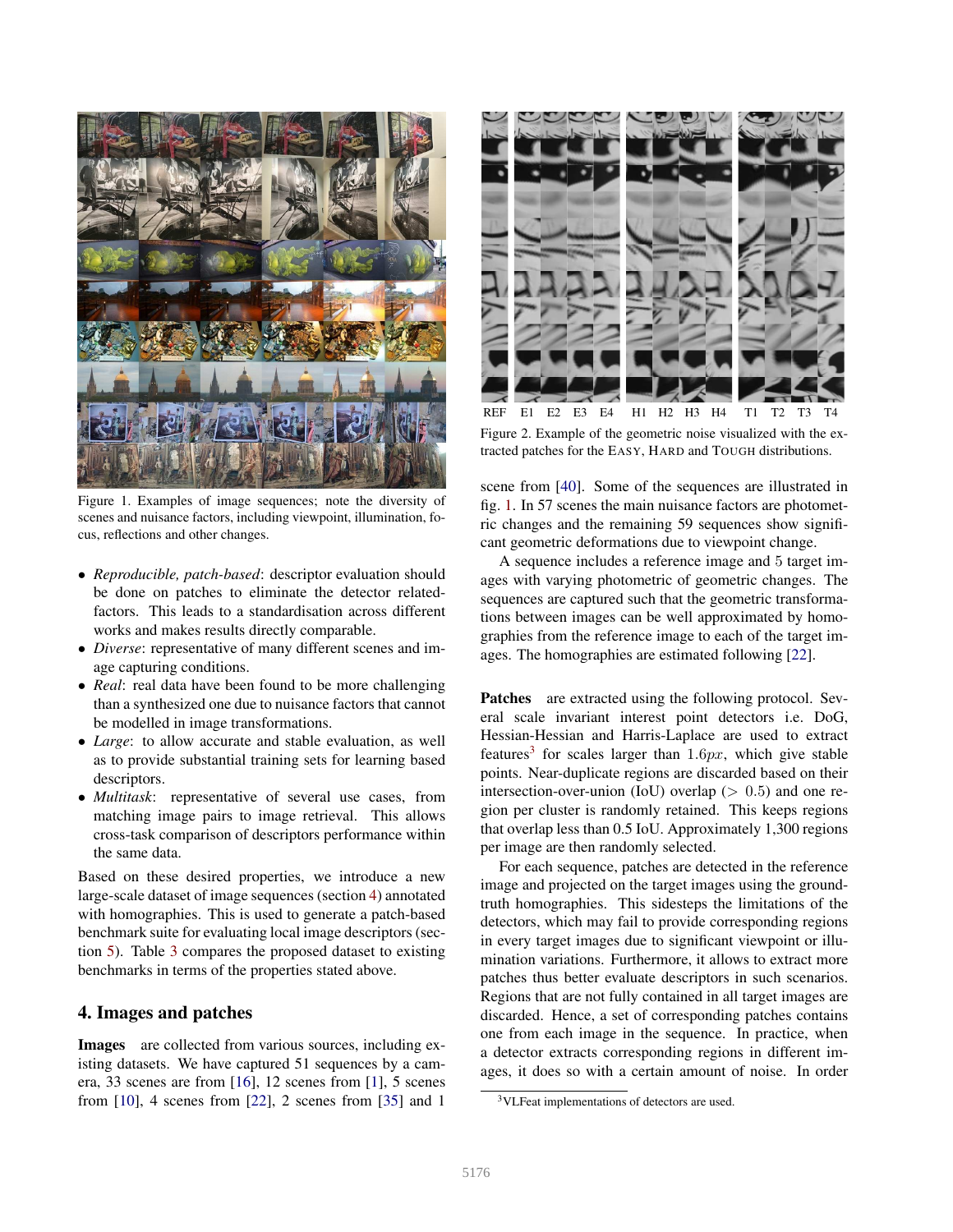Figure 1. Examples of image sequences; note the diversity of scenes and nuisance factors, including viewpoint, illumination, focus, reflections and other changes.

- *Reproducible, patch-based*: descriptor evaluation should be done on patches to eliminate the detector related-factors. This leads to a standardisation across different works and makes results directly comparable.
- *Diverse*: representative of many different scenes and image capturing conditions.
- *Real*: real data have been found to be more challenging than a synthesized one due to nuisance factors that cannot be modelled in image transformations.
- *Large*: to allow accurate and stable evaluation, as well as to provide substantial training sets for learning based descriptors.
- *Multitask*: representative of several use cases, from matching image pairs to image retrieval. This allows cross-task comparison of descriptors performance within the same data.

Based on these desired properties, we introduce a new large-scale dataset of image sequences (section 4) annotated with homographies. This is used to generate a patch-based benchmark suite for evaluating local image descriptors (section 5). Table 3 compares the proposed dataset to existing benchmarks in terms of the properties stated above.

## 4. Images and patches

**Images** are collected from various sources, including existing datasets. We have captured 51 sequences by a camera, 33 scenes are from [16], 12 scenes from [1], 5 scenes from [10], 4 scenes from [22], 2 scenes from [35] and 1 scene from [40]. Some of the sequences are illustrated in fig. 1. In 57 scenes the main nuisance factors are photometric changes and the remaining 59 sequences show significant geometric deformations due to viewpoint change.

A sequence includes a reference image and 5 target images with varying photometric of geometric changes. The sequences are captured such that the geometric transformations between images can be well approximated by homographies from the reference image to each of the target images. The homographies are estimated following [22].

Figure 2. Example of the geometric noise visualized with the extracted patches for the EASY, HARD and TOUGH distributions.

**Patches** are extracted using the following protocol. Several scale invariant interest point detectors i.e. DoG, Hessian-Hessian and Harris-Laplace are used to extract features[3] for scales larger than $1.6px$, which give stable points. Near-duplicate regions are discarded based on their intersection-over-union (IoU) overlap ($> 0.5$) and one region per cluster is randomly retained. This keeps regions that overlap less than 0.5 IoU. Approximately 1,300 regions per image are then randomly selected.

For each sequence, patches are detected in the reference image and projected on the target images using the ground-truth homographies. This sidesteps the limitations of the detectors, which may fail to provide corresponding regions in every target images due to significant viewpoint or illumination variations. Furthermore, it allows to extract more patches thus better evaluate descriptors in such scenarios. Regions that are not fully contained in all target images are discarded. Hence, a set of corresponding patches contains one from each image in the sequence. In practice, when a detector extracts corresponding regions in different images, it does so with a certain amount of noise. In order

[3] VLFeat implementations of detectors are used.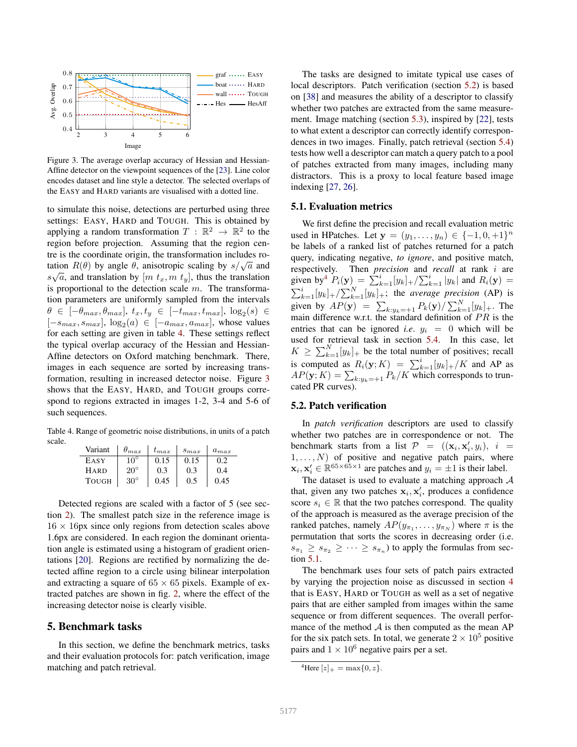Figure 3. The average overlap accuracy of Hessian and Hessian-Affine detector on the viewpoint sequences of the [23]. Line color encodes dataset and line style a detector. The selected overlaps of the EASY and HARD variants are visualised with a dotted line.

to simulate this noise, detections are perturbed using three settings: EASY, HARD and TOUGH. This is obtained by applying a random transformation $T : \mathbb{R}^2 \rightarrow \mathbb{R}^2$ to the region before projection. Assuming that the region centre is the coordinate origin, the transformation includes rotation $R(\theta)$ by angle $\theta$, anisotropic scaling by $s/\sqrt{a}$ and $s\sqrt{a}$, and translation by $[m\ t_x, m\ t_y]$, thus the translation is proportional to the detection scale $m$. The transformation parameters are uniformly sampled from the intervals $\theta \in [-\theta_{max}, \theta_{max}]$, $t_x, t_y \in [-t_{max}, t_{max}]$, $\log_2(s) \in [-s_{max}, s_{max}]$, $\log_2(a) \in [-a_{max}, a_{max}]$, whose values for each setting are given in table 4. These settings reflect the typical overlap accuracy of the Hessian and Hessian-Affine detectors on Oxford matching benchmark. There, images in each sequence are sorted by increasing transformation, resulting in increased detector noise. Figure 3 shows that the EASY, HARD, and TOUGH groups correspond to regions extracted in images 1-2, 3-4 and 5-6 of such sequences.

Table 4. Range of geometric noise distributions, in units of a patch scale.

| Variant | $\theta_{max}$ | $t_{max}$ | $s_{max}$ | $a_{max}$ |
|---|---|---|---|---|
| EASY | 10° | 0.15 | 0.15 | 0.2 |
| HARD | 20° | 0.3 | 0.3 | 0.4 |
| TOUGH | 30° | 0.45 | 0.5 | 0.45 |

Detected regions are scaled with a factor of 5 (see section 2). The smallest patch size in the reference image is $16 \times 16$px since only regions from detection scales above 1.6px are considered. In each region the dominant orientation angle is estimated using a histogram of gradient orientations [20]. Regions are rectified by normalizing the detected affine region to a circle using bilinear interpolation and extracting a square of $65 \times 65$ pixels. Example of extracted patches are shown in fig. 2, where the effect of the increasing detector noise is clearly visible.

## 5. Benchmark tasks

In this section, we define the benchmark metrics, tasks and their evaluation protocols for: patch verification, image matching and patch retrieval.

The tasks are designed to imitate typical use cases of local descriptors. Patch verification (section 5.2) is based on [38] and measures the ability of a descriptor to classify whether two patches are extracted from the same measurement. Image matching (section 5.3), inspired by [22], tests to what extent a descriptor can correctly identify correspondences in two images. Finally, patch retrieval (section 5.4) tests how well a descriptor can match a query patch to a pool of patches extracted from many images, including many distractors. This is a proxy to local feature based image indexing [27, 26].

### 5.1. Evaluation metrics

We first define the precision and recall evaluation metric used in HPatches. Let $\mathbf{y} = (y_1, \dots, y_n) \in \{-1, 0, +1\}^n$ be labels of a ranked list of patches returned for a patch query, indicating negative, *to ignore*, and positive match, respectively. Then *precision* and *recall* at rank $i$ are given by[4] $P_i(\mathbf{y}) = \sum_{k=1}^{i}[y_k]_+ / \sum_{k=1}^{i}|y_k|$ and $R_i(\mathbf{y}) = \sum_{k=1}^{i}[y_k]_+ / \sum_{k=1}^{N}[y_k]_+$; the *average precision* (AP) is given by $AP(\mathbf{y}) = \sum_{k:y_k=+1} P_k(\mathbf{y}) / \sum_{k=1}^{N}[y_k]_+$. The main difference w.r.t. the standard definition of $PR$ is the entries that can be ignored *i.e.* $y_i = 0$ which will be used for retrieval task in section 5.4. In this case, let $K \geq \sum_{k=1}^{N}[y_k]_+$ be the total number of positives; recall is computed as $R_i(\mathbf{y}; K) = \sum_{k=1}^{i}[y_k]_+ / K$ and AP as $AP(\mathbf{y}; K) = \sum_{k:y_k=+1} P_k / K$ which corresponds to truncated PR curves).

### 5.2. Patch verification

In *patch verification* descriptors are used to classify whether two patches are in correspondence or not. The benchmark starts from a list $\mathcal{P} = ((\mathbf{x}_i, \mathbf{x}'_i, y_i),\ i = 1, \dots, N)$ of positive and negative patch pairs, where $\mathbf{x}_i, \mathbf{x}'_i \in \mathbb{R}^{65\times65\times1}$ are patches and $y_i = \pm 1$ is their label.

The dataset is used to evaluate a matching approach $\mathcal{A}$ that, given any two patches $\mathbf{x}_i, \mathbf{x}'_i$, produces a confidence score $s_i \in \mathbb{R}$ that the two patches correspond. The quality of the approach is measured as the average precision of the ranked patches, namely $AP(y_{\pi_1}, \dots, y_{\pi_N})$ where $\pi$ is the permutation that sorts the scores in decreasing order (i.e. $s_{\pi_1} \geq s_{\pi_2} \geq \dots \geq s_{\pi_n}$) to apply the formulas from section 5.1.

The benchmark uses four sets of patch pairs extracted by varying the projection noise as discussed in section 4 that is EASY, HARD or TOUGH as well as a set of negative pairs that are either sampled from images within the same sequence or from different sequences. The overall performance of the method $\mathcal{A}$ is then computed as the mean AP for the six patch sets. In total, we generate $2 \times 10^5$ positive pairs and $1 \times 10^6$ negative pairs per a set.

[4] Here $[z]_+ = \max\{0, z\}$.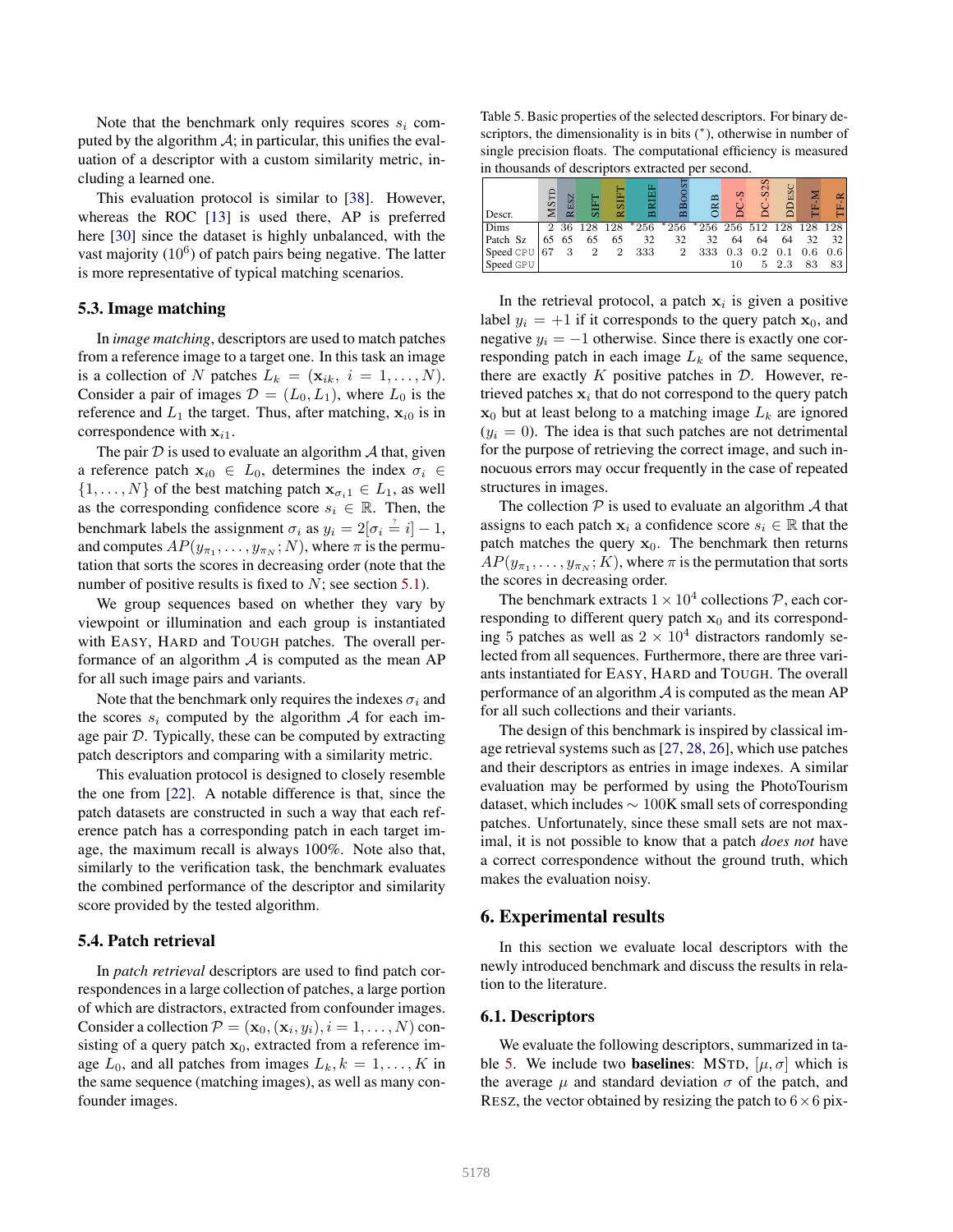Note that the benchmark only requires scores $s_i$ computed by the algorithm $\mathcal{A}$; in particular, this unifies the evaluation of a descriptor with a custom similarity metric, including a learned one.

This evaluation protocol is similar to [38]. However, whereas the ROC [13] is used there, AP is preferred here [30] since the dataset is highly unbalanced, with the vast majority ($10^6$) of patch pairs being negative. The latter is more representative of typical matching scenarios.

### 5.3. Image matching

In *image matching*, descriptors are used to match patches from a reference image to a target one. In this task an image is a collection of $N$ patches $L_k = (\mathbf{x}_{ik}, i = 1, \ldots, N)$. Consider a pair of images $\mathcal{D} = (L_0, L_1)$, where $L_0$ is the reference and $L_1$ the target. Thus, after matching, $\mathbf{x}_{i0}$ is in correspondence with $\mathbf{x}_{i1}$.

The pair $\mathcal{D}$ is used to evaluate an algorithm $\mathcal{A}$ that, given a reference patch $\mathbf{x}_{i0} \in L_0$, determines the index $\sigma_i \in \{1, \ldots, N\}$ of the best matching patch $\mathbf{x}_{\sigma_i 1} \in L_1$, as well as the corresponding confidence score $s_i \in \mathbb{R}$. Then, the benchmark labels the assignment $\sigma_i$ as $y_i = 2[\sigma_i \stackrel{?}{=} i] - 1$, and computes $AP(y_{\pi_1}, \ldots, y_{\pi_N}; N)$, where $\pi$ is the permutation that sorts the scores in decreasing order (note that the number of positive results is fixed to $N$; see section 5.1).

We group sequences based on whether they vary by viewpoint or illumination and each group is instantiated with EASY, HARD and TOUGH patches. The overall performance of an algorithm $\mathcal{A}$ is computed as the mean AP for all such image pairs and variants.

Note that the benchmark only requires the indexes $\sigma_i$ and the scores $s_i$ computed by the algorithm $\mathcal{A}$ for each image pair $\mathcal{D}$. Typically, these can be computed by extracting patch descriptors and comparing with a similarity metric.

This evaluation protocol is designed to closely resemble the one from [22]. A notable difference is that, since the patch datasets are constructed in such a way that each reference patch has a corresponding patch in each target image, the maximum recall is always 100%. Note also that, similarly to the verification task, the benchmark evaluates the combined performance of the descriptor and similarity score provided by the tested algorithm.

### 5.4. Patch retrieval

In *patch retrieval* descriptors are used to find patch correspondences in a large collection of patches, a large portion of which are distractors, extracted from confounder images. Consider a collection $\mathcal{P} = (\mathbf{x}_0, (\mathbf{x}_i, y_i), i = 1, \ldots, N)$ consisting of a query patch $\mathbf{x}_0$, extracted from a reference image $L_0$, and all patches from images $L_k, k = 1, \ldots, K$ in the same sequence (matching images), as well as many confounder images.

Table 5. Basic properties of the selected descriptors. For binary descriptors, the dimensionality is in bits (*), otherwise in number of single precision floats. The computational efficiency is measured in thousands of descriptors extracted per second.

| Descr. | MSTD | RESZ | SIFT | RSIFT | BRIEF | BBOOST | ORB | DC-S | DC-S2S | DDESC | TF-M | TF-R |
|---|---|---|---|---|---|---|---|---|---|---|---|---|
| Dims | 2 | 36 | 128 | 128 | *256 | *256 | *256 | 256 | 512 | 128 | 128 | 128 |
| Patch Sz | 65 | 65 | 65 | 65 | 32 | 32 | 32 | 64 | 64 | 64 | 32 | 32 |
| Speed CPU | 67 | 3 | 2 | 2 | 333 | 2 | 333 | 0.3 | 0.2 | 0.1 | 0.6 | 0.6 |
| Speed GPU | | | | | | | | 10 | 5 | 2.3 | 83 | 83 |

In the retrieval protocol, a patch $\mathbf{x}_i$ is given a positive label $y_i = +1$ if it corresponds to the query patch $\mathbf{x}_0$, and negative $y_i = -1$ otherwise. Since there is exactly one corresponding patch in each image $L_k$ of the same sequence, there are exactly $K$ positive patches in $\mathcal{D}$. However, retrieved patches $\mathbf{x}_i$ that do not correspond to the query patch $\mathbf{x}_0$ but at least belong to a matching image $L_k$ are ignored ($y_i = 0$). The idea is that such patches are not detrimental for the purpose of retrieving the correct image, and such innocuous errors may occur frequently in the case of repeated structures in images.

The collection $\mathcal{P}$ is used to evaluate an algorithm $\mathcal{A}$ that assigns to each patch $\mathbf{x}_i$ a confidence score $s_i \in \mathbb{R}$ that the patch matches the query $\mathbf{x}_0$. The benchmark then returns $AP(y_{\pi_1}, \ldots, y_{\pi_N}; K)$, where $\pi$ is the permutation that sorts the scores in decreasing order.

The benchmark extracts $1 \times 10^4$ collections $\mathcal{P}$, each corresponding to different query patch $\mathbf{x}_0$ and its corresponding 5 patches as well as $2 \times 10^4$ distractors randomly selected from all sequences. Furthermore, there are three variants instantiated for EASY, HARD and TOUGH. The overall performance of an algorithm $\mathcal{A}$ is computed as the mean AP for all such collections and their variants.

The design of this benchmark is inspired by classical image retrieval systems such as [27, 28, 26], which use patches and their descriptors as entries in image indexes. A similar evaluation may be performed by using the PhotoTourism dataset, which includes $\sim$ 100K small sets of corresponding patches. Unfortunately, since these small sets are not maximal, it is not possible to know that a patch *does not* have a correct correspondence without the ground truth, which makes the evaluation noisy.

## 6. Experimental results

In this section we evaluate local descriptors with the newly introduced benchmark and discuss the results in relation to the literature.

### 6.1. Descriptors

We evaluate the following descriptors, summarized in table 5. We include two **baselines**: MSTD, $[\mu, \sigma]$ which is the average $\mu$ and standard deviation $\sigma$ of the patch, and RESZ, the vector obtained by resizing the patch to $6 \times 6$ pix-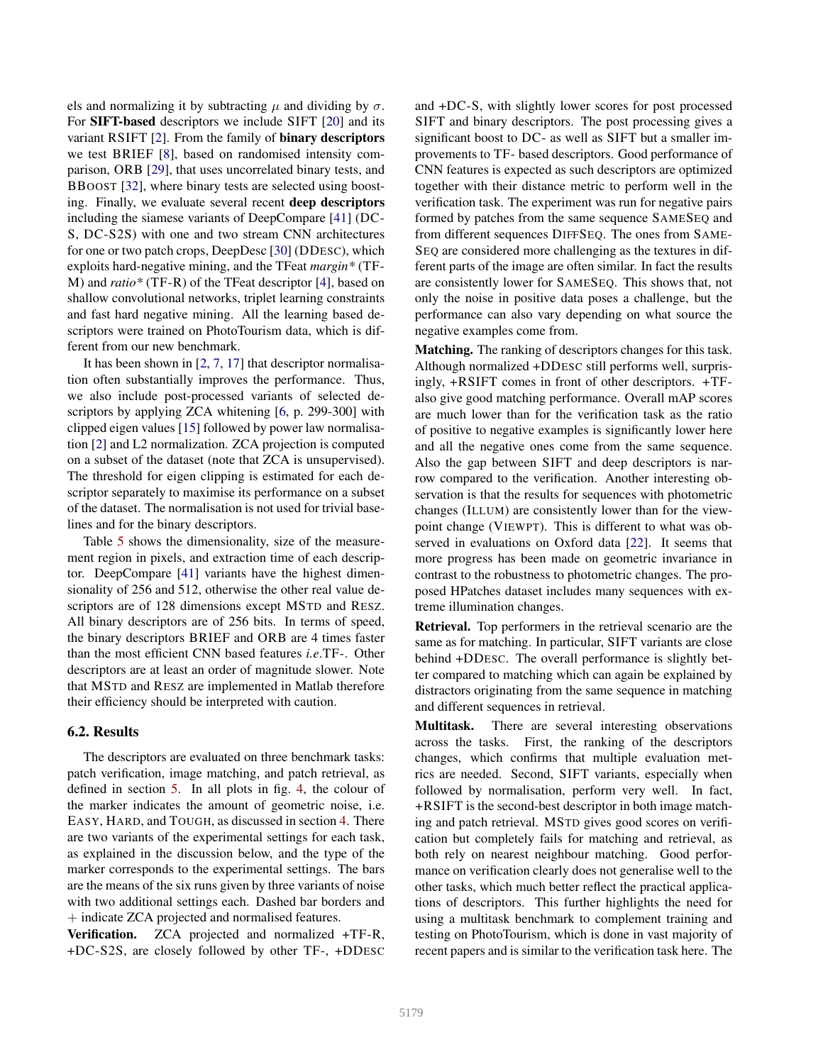els and normalizing it by subtracting $\mu$ and dividing by $\sigma$. For **SIFT-based** descriptors we include SIFT [20] and its variant RSIFT [2]. From the family of **binary descriptors** we test BRIEF [8], based on randomised intensity comparison, ORB [29], that uses uncorrelated binary tests, and BBOOST [32], where binary tests are selected using boosting. Finally, we evaluate several recent **deep descriptors** including the siamese variants of DeepCompare [41] (DC-S, DC-S2S) with one and two stream CNN architectures for one or two patch crops, DeepDesc [30] (DDESC), which exploits hard-negative mining, and the TFeat *margin** (TF-M) and *ratio** (TF-R) of the TFeat descriptor [4], based on shallow convolutional networks, triplet learning constraints and fast hard negative mining. All the learning based descriptors were trained on PhotoTourism data, which is different from our new benchmark.

It has been shown in [2, 7, 17] that descriptor normalisation often substantially improves the performance. Thus, we also include post-processed variants of selected descriptors by applying ZCA whitening [6, p. 299-300] with clipped eigen values [15] followed by power law normalisation [2] and L2 normalization. ZCA projection is computed on a subset of the dataset (note that ZCA is unsupervised). The threshold for eigen clipping is estimated for each descriptor separately to maximise its performance on a subset of the dataset. The normalisation is not used for trivial baselines and for the binary descriptors.

Table 5 shows the dimensionality, size of the measurement region in pixels, and extraction time of each descriptor. DeepCompare [41] variants have the highest dimensionality of 256 and 512, otherwise the other real value descriptors are of 128 dimensions except MSTD and RESZ. All binary descriptors are of 256 bits. In terms of speed, the binary descriptors BRIEF and ORB are 4 times faster than the most efficient CNN based features *i.e.*TF-. Other descriptors are at least an order of magnitude slower. Note that MSTD and RESZ are implemented in Matlab therefore their efficiency should be interpreted with caution.

### 6.2. Results

The descriptors are evaluated on three benchmark tasks: patch verification, image matching, and patch retrieval, as defined in section 5. In all plots in fig. 4, the colour of the marker indicates the amount of geometric noise, i.e. EASY, HARD, and TOUGH, as discussed in section 4. There are two variants of the experimental settings for each task, as explained in the discussion below, and the type of the marker corresponds to the experimental settings. The bars are the means of the six runs given by three variants of noise with two additional settings each. Dashed bar borders and + indicate ZCA projected and normalised features.

**Verification.** ZCA projected and normalized +TF-R, +DC-S2S, are closely followed by other TF-, +DDESC and +DC-S, with slightly lower scores for post processed SIFT and binary descriptors. The post processing gives a significant boost to DC- as well as SIFT but a smaller improvements to TF- based descriptors. Good performance of CNN features is expected as such descriptors are optimized together with their distance metric to perform well in the verification task. The experiment was run for negative pairs formed by patches from the same sequence SAMESEQ and from different sequences DIFFSEQ. The ones from SAMESEQ are considered more challenging as the textures in different parts of the image are often similar. In fact the results are consistently lower for SAMESEQ. This shows that, not only the noise in positive data poses a challenge, but the performance can also vary depending on what source the negative examples come from.

**Matching.** The ranking of descriptors changes for this task. Although normalized +DDESC still performs well, surprisingly, +RSIFT comes in front of other descriptors. +TF- also give good matching performance. Overall mAP scores are much lower than for the verification task as the ratio of positive to negative examples is significantly lower here and all the negative ones come from the same sequence. Also the gap between SIFT and deep descriptors is narrow compared to the verification. Another interesting observation is that the results for sequences with photometric changes (ILLUM) are consistently lower than for the viewpoint change (VIEWPT). This is different to what was observed in evaluations on Oxford data [22]. It seems that more progress has been made on geometric invariance in contrast to the robustness to photometric changes. The proposed HPatches dataset includes many sequences with extreme illumination changes.

**Retrieval.** Top performers in the retrieval scenario are the same as for matching. In particular, SIFT variants are close behind +DDESC. The overall performance is slightly better compared to matching which can again be explained by distractors originating from the same sequence in matching and different sequences in retrieval.

**Multitask.** There are several interesting observations across the tasks. First, the ranking of the descriptors changes, which confirms that multiple evaluation metrics are needed. Second, SIFT variants, especially when followed by normalisation, perform very well. In fact, +RSIFT is the second-best descriptor in both image matching and patch retrieval. MSTD gives good scores on verification but completely fails for matching and retrieval, as both rely on nearest neighbour matching. Good performance on verification clearly does not generalise well to the other tasks, which much better reflect the practical applications of descriptors. This further highlights the need for using a multitask benchmark to complement training and testing on PhotoTourism, which is done in vast majority of recent papers and is similar to the verification task here. The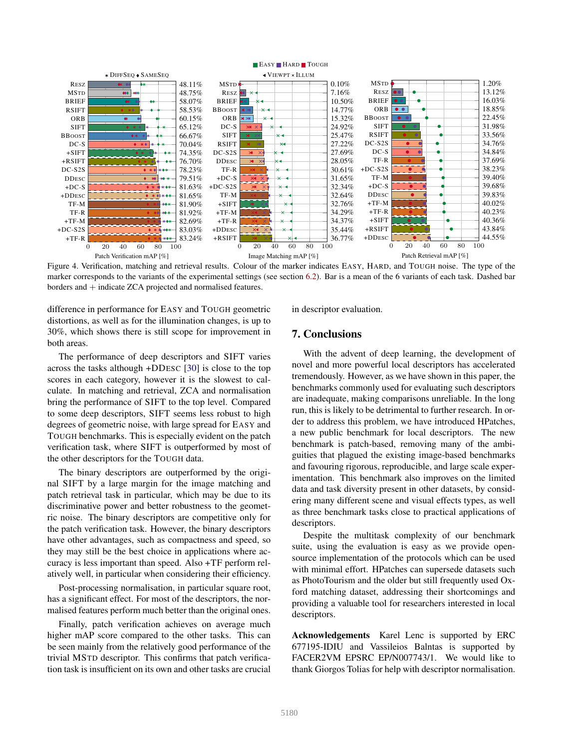■ EASY ■ HARD ■ TOUGH

⁎ DIFFSEQ ♦ SAMESEQ

RESZ 48.11%
MSTD 48.75%
BRIEF 58.07%
RSIFT 58.53%
ORB 60.15%
SIFT 65.12%
BBOOST 66.67%
DC-S 70.04%
+SIFT 74.35%
+RSIFT 76.70%
DC-S2S 78.23%
DDESC 79.51%
+DC-S 81.63%
+DDESC 81.65%
TF-M 81.90%
TF-R 81.92%
+TF-M 82.69%
+DC-S2S 83.03%
+TF-R 83.24%

0 20 40 60 80 100
Patch Verification mAP [%]

◂ VIEWPT × ILLUM

MSTD 0.10%
RESZ 7.16%
BRIEF 10.50%
BBOOST 14.77%
ORB 15.32%
DC-S 24.92%
SIFT 25.47%
RSIFT 27.22%
DC-S2S 27.69%
DDESC 28.05%
TF-R 30.61%
+DC-S 31.65%
+DC-S2S 32.34%
TF-M 32.64%
+SIFT 32.76%
+TF-M 34.29%
+TF-R 34.37%
+DDESC 35.44%
+RSIFT 36.77%

0 20 40 60 80 100
Image Matching mAP [%]

MSTD 1.20%
RESZ 13.12%
BRIEF 16.03%
ORB 18.85%
BBOOST 22.45%
SIFT 31.98%
RSIFT 33.56%
DC-S2S 34.76%
DC-S 34.84%
TF-R 37.69%
+DC-S2S 38.23%
TF-M 39.40%
+DC-S 39.68%
DDESC 39.83%
+TF-M 40.02%
+TF-R 40.23%
+SIFT 40.36%
+RSIFT 43.84%
+DDESC 44.55%

0 20 40 60 80 100
Patch Retrieval mAP [%]

Figure 4. Verification, matching and retrieval results. Colour of the marker indicates EASY, HARD, and TOUGH noise. The type of the marker corresponds to the variants of the experimental settings (see section 6.2). Bar is a mean of the 6 variants of each task. Dashed bar borders and + indicate ZCA projected and normalised features.

difference in performance for EASY and TOUGH geometric distortions, as well as for the illumination changes, is up to 30%, which shows there is still scope for improvement in both areas.

The performance of deep descriptors and SIFT varies across the tasks although +DDESC [30] is close to the top scores in each category, however it is the slowest to calculate. In matching and retrieval, ZCA and normalisation bring the performance of SIFT to the top level. Compared to some deep descriptors, SIFT seems less robust to high degrees of geometric noise, with large spread for EASY and TOUGH benchmarks. This is especially evident on the patch verification task, where SIFT is outperformed by most of the other descriptors for the TOUGH data.

The binary descriptors are outperformed by the original SIFT by a large margin for the image matching and patch retrieval task in particular, which may be due to its discriminative power and better robustness to the geometric noise. The binary descriptors are competitive only for the patch verification task. However, the binary descriptors have other advantages, such as compactness and speed, so they may still be the best choice in applications where accuracy is less important than speed. Also +TF perform relatively well, in particular when considering their efficiency.

Post-processing normalisation, in particular square root, has a significant effect. For most of the descriptors, the normalised features perform much better than the original ones.

Finally, patch verification achieves on average much higher mAP score compared to the other tasks. This can be seen mainly from the relatively good performance of the trivial MSTD descriptor. This confirms that patch verification task is insufficient on its own and other tasks are crucial in descriptor evaluation.

## 7. Conclusions

With the advent of deep learning, the development of novel and more powerful local descriptors has accelerated tremendously. However, as we have shown in this paper, the benchmarks commonly used for evaluating such descriptors are inadequate, making comparisons unreliable. In the long run, this is likely to be detrimental to further research. In order to address this problem, we have introduced HPatches, a new public benchmark for local descriptors. The new benchmark is patch-based, removing many of the ambiguities that plagued the existing image-based benchmarks and favouring rigorous, reproducible, and large scale experimentation. This benchmark also improves on the limited data and task diversity present in other datasets, by considering many different scene and visual effects types, as well as three benchmark tasks close to practical applications of descriptors.

Despite the multitask complexity of our benchmark suite, using the evaluation is easy as we provide open-source implementation of the protocols which can be used with minimal effort. HPatches can supersede datasets such as PhotoTourism and the older but still frequently used Oxford matching dataset, addressing their shortcomings and providing a valuable tool for researchers interested in local descriptors.

**Acknowledgements** Karel Lenc is supported by ERC 677195-IDIU and Vassileios Balntas is supported by FACER2VM EPSRC EP/N007743/1. We would like to thank Giorgos Tolias for help with descriptor normalisation.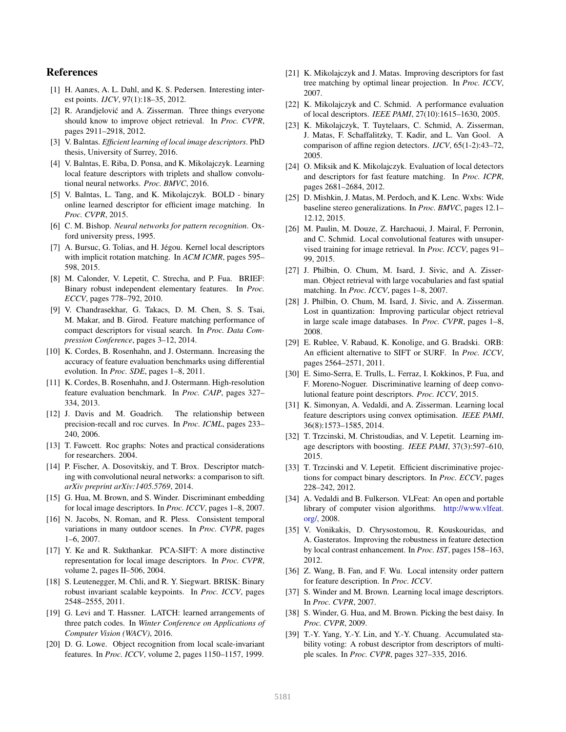# References

[1] H. Aanæs, A. L. Dahl, and K. S. Pedersen. Interesting interest points. *IJCV*, 97(1):18–35, 2012.

[2] R. Arandjelović and A. Zisserman. Three things everyone should know to improve object retrieval. In *Proc. CVPR*, pages 2911–2918, 2012.

[3] V. Balntas. *Efficient learning of local image descriptors*. PhD thesis, University of Surrey, 2016.

[4] V. Balntas, E. Riba, D. Ponsa, and K. Mikolajczyk. Learning local feature descriptors with triplets and shallow convolutional neural networks. *Proc. BMVC*, 2016.

[5] V. Balntas, L. Tang, and K. Mikolajczyk. BOLD - binary online learned descriptor for efficient image matching. In *Proc. CVPR*, 2015.

[6] C. M. Bishop. *Neural networks for pattern recognition*. Oxford university press, 1995.

[7] A. Bursuc, G. Tolias, and H. Jégou. Kernel local descriptors with implicit rotation matching. In *ACM ICMR*, pages 595–598, 2015.

[8] M. Calonder, V. Lepetit, C. Strecha, and P. Fua. BRIEF: Binary robust independent elementary features. In *Proc. ECCV*, pages 778–792, 2010.

[9] V. Chandrasekhar, G. Takacs, D. M. Chen, S. S. Tsai, M. Makar, and B. Girod. Feature matching performance of compact descriptors for visual search. In *Proc. Data Compression Conference*, pages 3–12, 2014.

[10] K. Cordes, B. Rosenhahn, and J. Ostermann. Increasing the accuracy of feature evaluation benchmarks using differential evolution. In *Proc. SDE*, pages 1–8, 2011.

[11] K. Cordes, B. Rosenhahn, and J. Ostermann. High-resolution feature evaluation benchmark. In *Proc. CAIP*, pages 327–334, 2013.

[12] J. Davis and M. Goadrich. The relationship between precision-recall and roc curves. In *Proc. ICML*, pages 233–240, 2006.

[13] T. Fawcett. Roc graphs: Notes and practical considerations for researchers. 2004.

[14] P. Fischer, A. Dosovitskiy, and T. Brox. Descriptor matching with convolutional neural networks: a comparison to sift. *arXiv preprint arXiv:1405.5769*, 2014.

[15] G. Hua, M. Brown, and S. Winder. Discriminant embedding for local image descriptors. In *Proc. ICCV*, pages 1–8, 2007.

[16] N. Jacobs, N. Roman, and R. Pless. Consistent temporal variations in many outdoor scenes. In *Proc. CVPR*, pages 1–6, 2007.

[17] Y. Ke and R. Sukthankar. PCA-SIFT: A more distinctive representation for local image descriptors. In *Proc. CVPR*, volume 2, pages II–506, 2004.

[18] S. Leutenegger, M. Chli, and R. Y. Siegwart. BRISK: Binary robust invariant scalable keypoints. In *Proc. ICCV*, pages 2548–2555, 2011.

[19] G. Levi and T. Hassner. LATCH: learned arrangements of three patch codes. In *Winter Conference on Applications of Computer Vision (WACV)*, 2016.

[20] D. G. Lowe. Object recognition from local scale-invariant features. In *Proc. ICCV*, volume 2, pages 1150–1157, 1999.

[21] K. Mikolajczyk and J. Matas. Improving descriptors for fast tree matching by optimal linear projection. In *Proc. ICCV*, 2007.

[22] K. Mikolajczyk and C. Schmid. A performance evaluation of local descriptors. *IEEE PAMI*, 27(10):1615–1630, 2005.

[23] K. Mikolajczyk, T. Tuytelaars, C. Schmid, A. Zisserman, J. Matas, F. Schaffalitzky, T. Kadir, and L. Van Gool. A comparison of affine region detectors. *IJCV*, 65(1-2):43–72, 2005.

[24] O. Miksik and K. Mikolajczyk. Evaluation of local detectors and descriptors for fast feature matching. In *Proc. ICPR*, pages 2681–2684, 2012.

[25] D. Mishkin, J. Matas, M. Perdoch, and K. Lenc. Wxbs: Wide baseline stereo generalizations. In *Proc. BMVC*, pages 12.1–12.12, 2015.

[26] M. Paulin, M. Douze, Z. Harchaoui, J. Mairal, F. Perronin, and C. Schmid. Local convolutional features with unsupervised training for image retrieval. In *Proc. ICCV*, pages 91–99, 2015.

[27] J. Philbin, O. Chum, M. Isard, J. Sivic, and A. Zisserman. Object retrieval with large vocabularies and fast spatial matching. In *Proc. ICCV*, pages 1–8, 2007.

[28] J. Philbin, O. Chum, M. Isard, J. Sivic, and A. Zisserman. Lost in quantization: Improving particular object retrieval in large scale image databases. In *Proc. CVPR*, pages 1–8, 2008.

[29] E. Rublee, V. Rabaud, K. Konolige, and G. Bradski. ORB: An efficient alternative to SIFT or SURF. In *Proc. ICCV*, pages 2564–2571, 2011.

[30] E. Simo-Serra, E. Trulls, L. Ferraz, I. Kokkinos, P. Fua, and F. Moreno-Noguer. Discriminative learning of deep convolutional feature point descriptors. *Proc. ICCV*, 2015.

[31] K. Simonyan, A. Vedaldi, and A. Zisserman. Learning local feature descriptors using convex optimisation. *IEEE PAMI*, 36(8):1573–1585, 2014.

[32] T. Trzcinski, M. Christoudias, and V. Lepetit. Learning image descriptors with boosting. *IEEE PAMI*, 37(3):597–610, 2015.

[33] T. Trzcinski and V. Lepetit. Efficient discriminative projections for compact binary descriptors. In *Proc. ECCV*, pages 228–242, 2012.

[34] A. Vedaldi and B. Fulkerson. VLFeat: An open and portable library of computer vision algorithms. http://www.vlfeat.org/, 2008.

[35] V. Vonikakis, D. Chrysostomou, R. Kouskouridas, and A. Gasteratos. Improving the robustness in feature detection by local contrast enhancement. In *Proc. IST*, pages 158–163, 2012.

[36] Z. Wang, B. Fan, and F. Wu. Local intensity order pattern for feature description. In *Proc. ICCV*.

[37] S. Winder and M. Brown. Learning local image descriptors. In *Proc. CVPR*, 2007.

[38] S. Winder, G. Hua, and M. Brown. Picking the best daisy. In *Proc. CVPR*, 2009.

[39] T.-Y. Yang, Y.-Y. Lin, and Y.-Y. Chuang. Accumulated stability voting: A robust descriptor from descriptors of multiple scales. In *Proc. CVPR*, pages 327–335, 2016.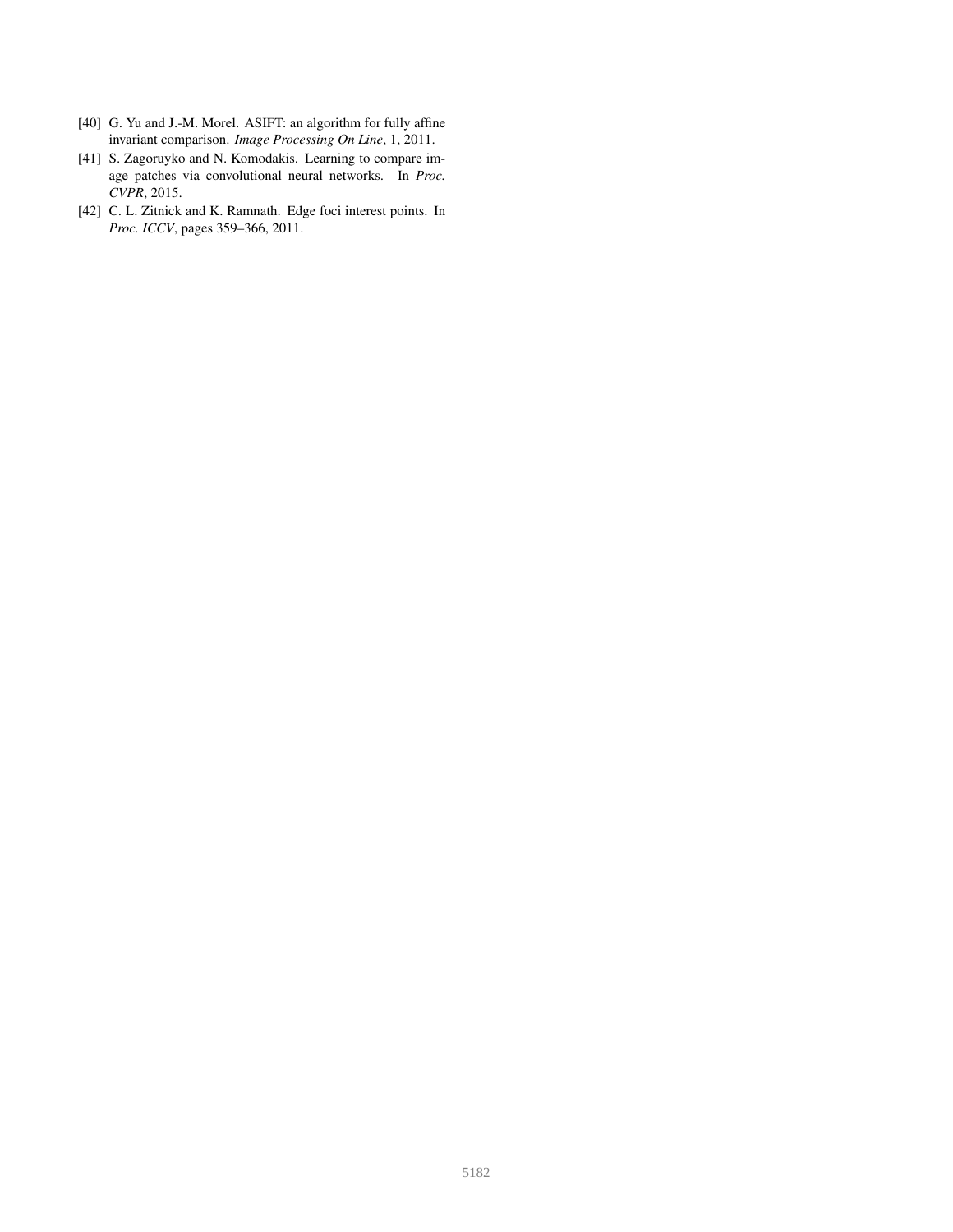[40] G. Yu and J.-M. Morel. ASIFT: an algorithm for fully affine invariant comparison. *Image Processing On Line*, 1, 2011.

[41] S. Zagoruyko and N. Komodakis. Learning to compare image patches via convolutional neural networks. In *Proc. CVPR*, 2015.

[42] C. L. Zitnick and K. Ramnath. Edge foci interest points. In *Proc. ICCV*, pages 359–366, 2011.